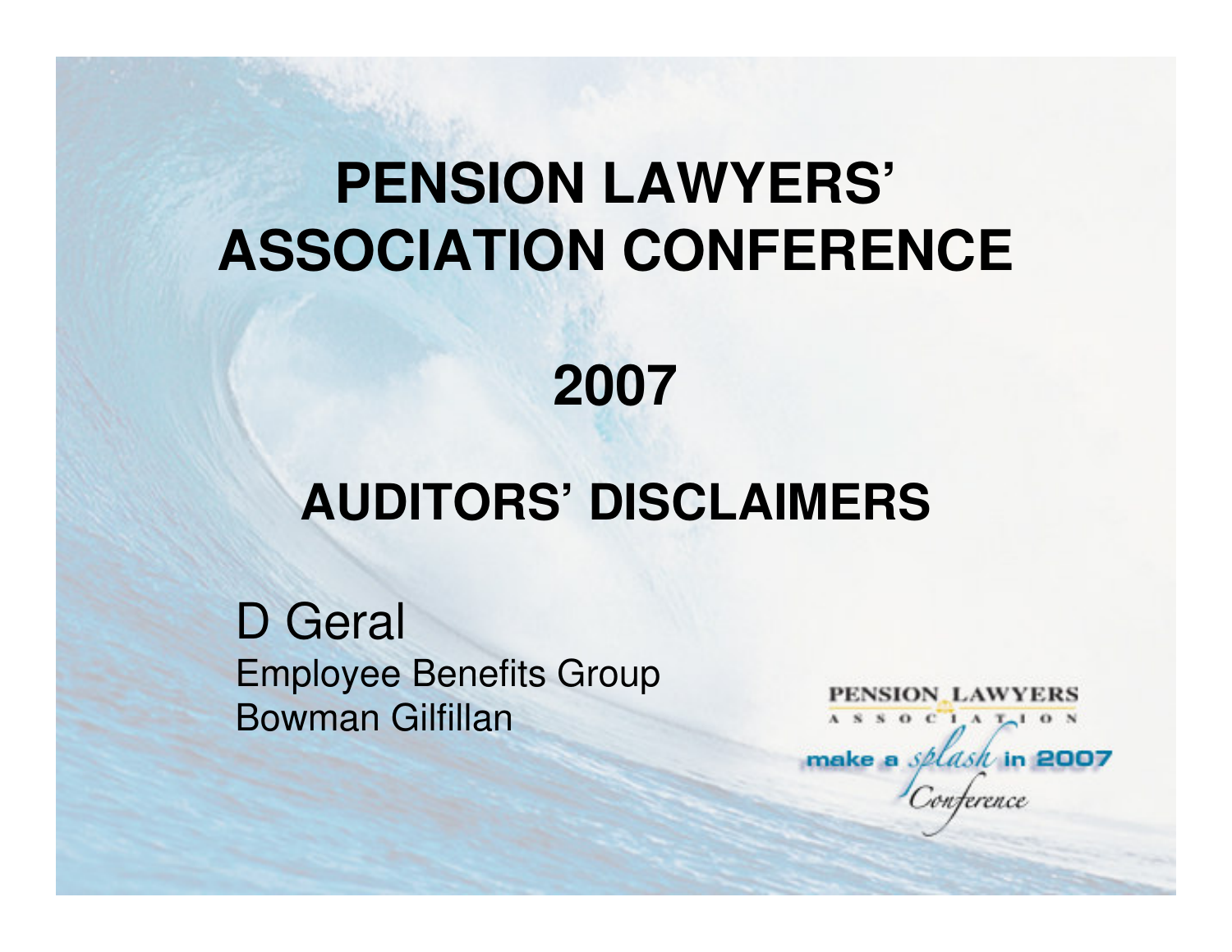# PENSION LAWYERS' ASSOCIATION CONFERENCE

## 2007

## AUDITORS' DISCLAIMERS

D Geral
Employee Benefits Group
Bowman Gilfillan

PENSION LAWYERS ASSOCIATION
make a splash in 2007 Conference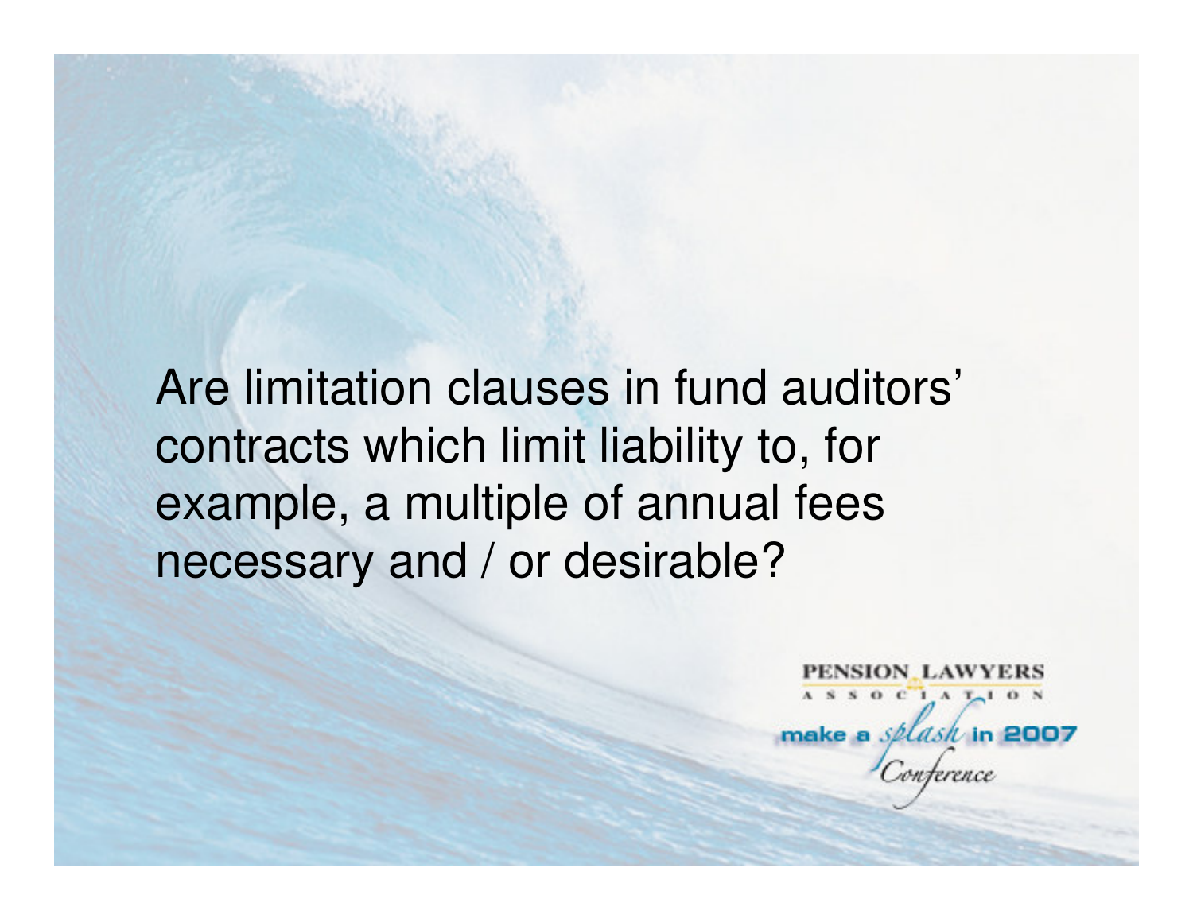Are limitation clauses in fund auditors' contracts which limit liability to, for example, a multiple of annual fees necessary and / or desirable?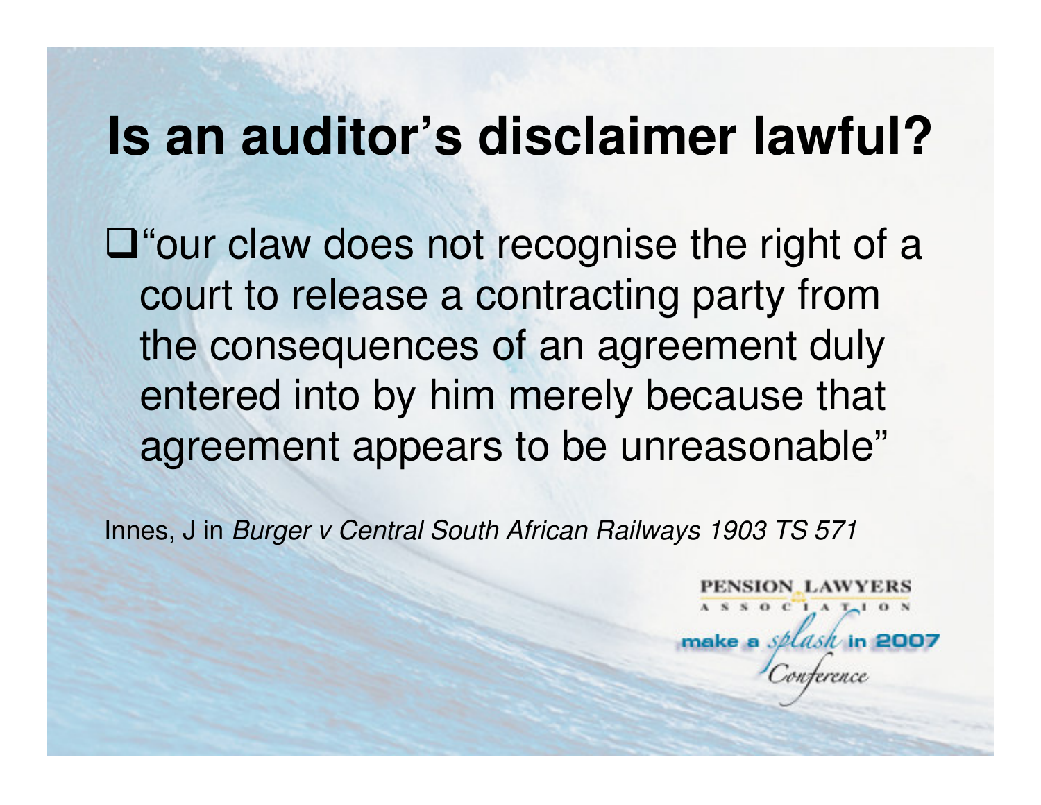# Is an auditor's disclaimer lawful?

- "our claw does not recognise the right of a court to release a contracting party from the consequences of an agreement duly entered into by him merely because that agreement appears to be unreasonable"

Innes, J in *Burger v Central South African Railways 1903 TS 571*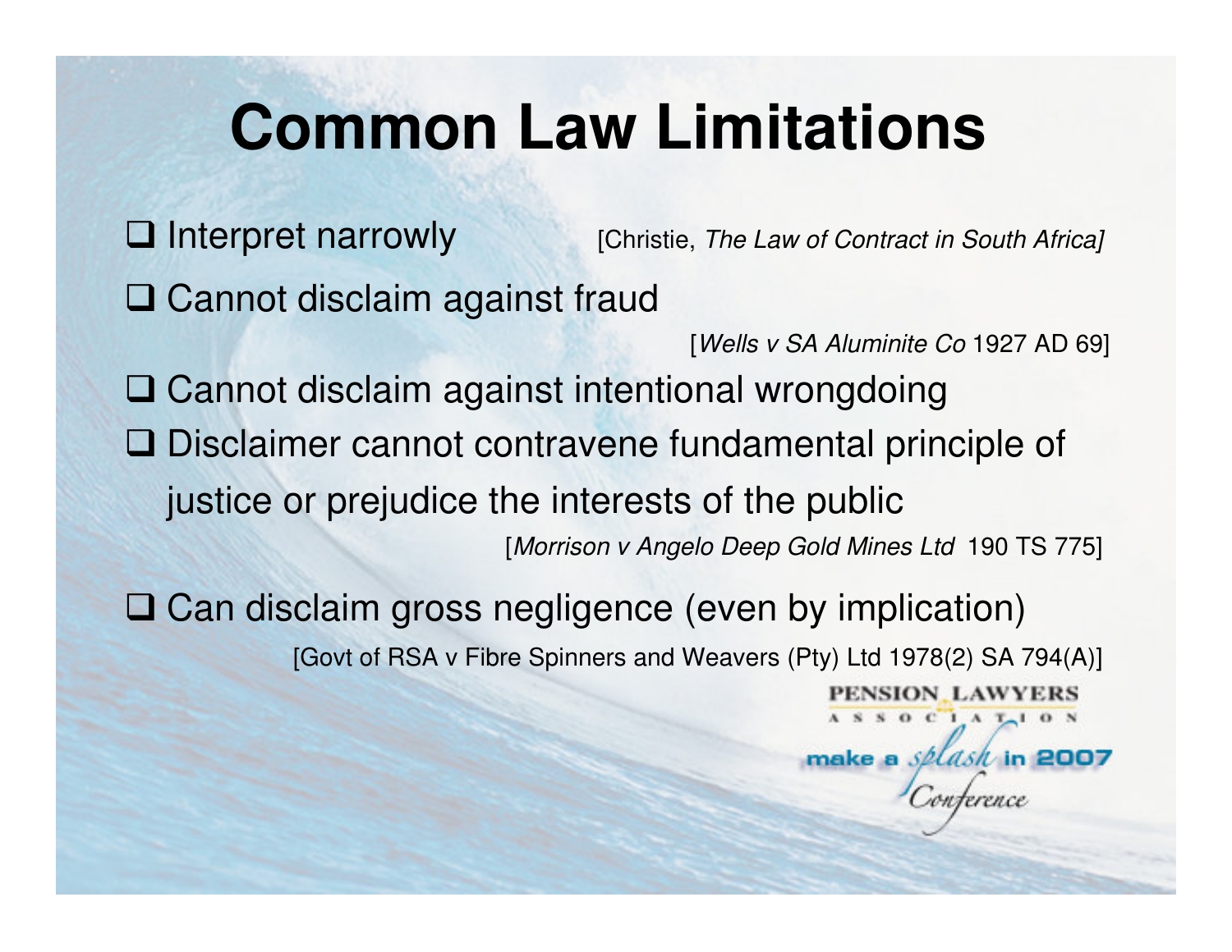# Common Law Limitations

- Interpret narrowly [Christie, *The Law of Contract in South Africa]*
- Cannot disclaim against fraud

  [*Wells v SA Aluminite Co* 1927 AD 69]
- Cannot disclaim against intentional wrongdoing
- Disclaimer cannot contravene fundamental principle of justice or prejudice the interests of the public

  [*Morrison v Angelo Deep Gold Mines Ltd* 190 TS 775]
- Can disclaim gross negligence (even by implication)

  [Govt of RSA v Fibre Spinners and Weavers (Pty) Ltd 1978(2) SA 794(A)]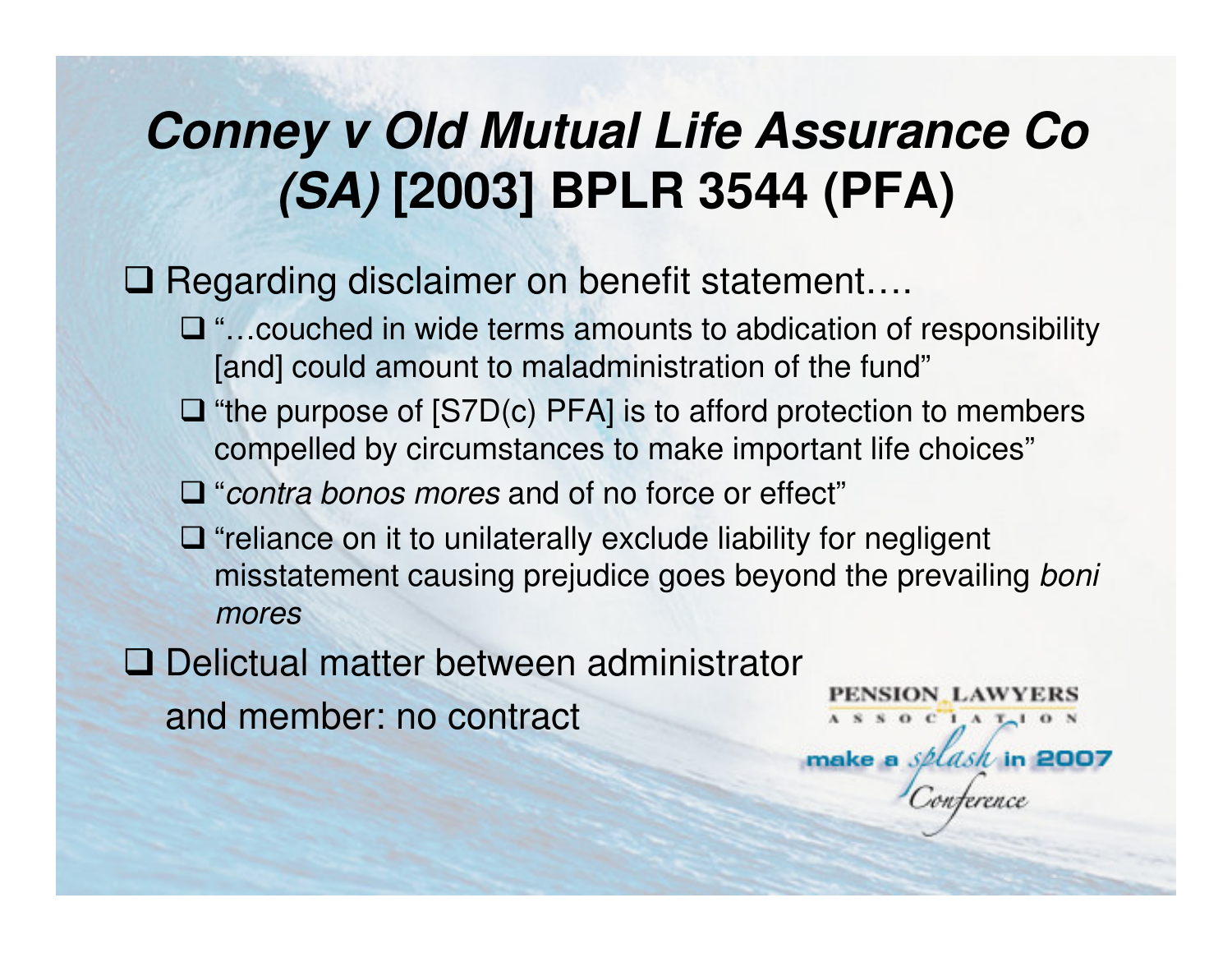# *Conney v Old Mutual Life Assurance Co (SA)* [2003] BPLR 3544 (PFA)

- Regarding disclaimer on benefit statement….
  - "…couched in wide terms amounts to abdication of responsibility [and] could amount to maladministration of the fund"
  - "the purpose of [S7D(c) PFA] is to afford protection to members compelled by circumstances to make important life choices"
  - "*contra bonos mores* and of no force or effect"
  - "reliance on it to unilaterally exclude liability for negligent misstatement causing prejudice goes beyond the prevailing *boni mores*
- Delictual matter between administrator and member: no contract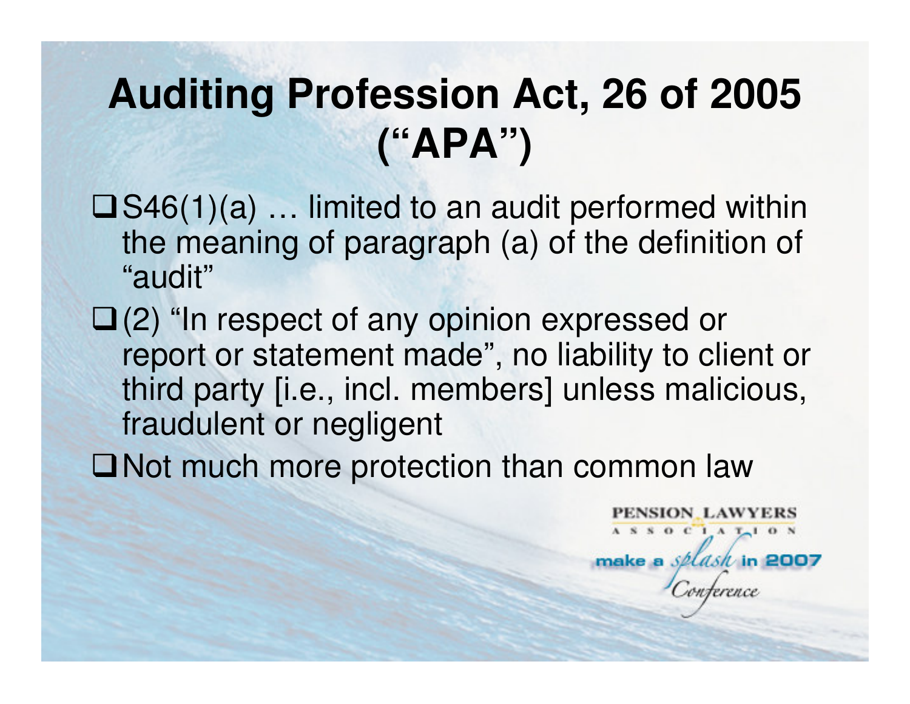# Auditing Profession Act, 26 of 2005 ("APA")

- S46(1)(a) … limited to an audit performed within the meaning of paragraph (a) of the definition of "audit"
- (2) "In respect of any opinion expressed or report or statement made", no liability to client or third party [i.e., incl. members] unless malicious, fraudulent or negligent
- Not much more protection than common law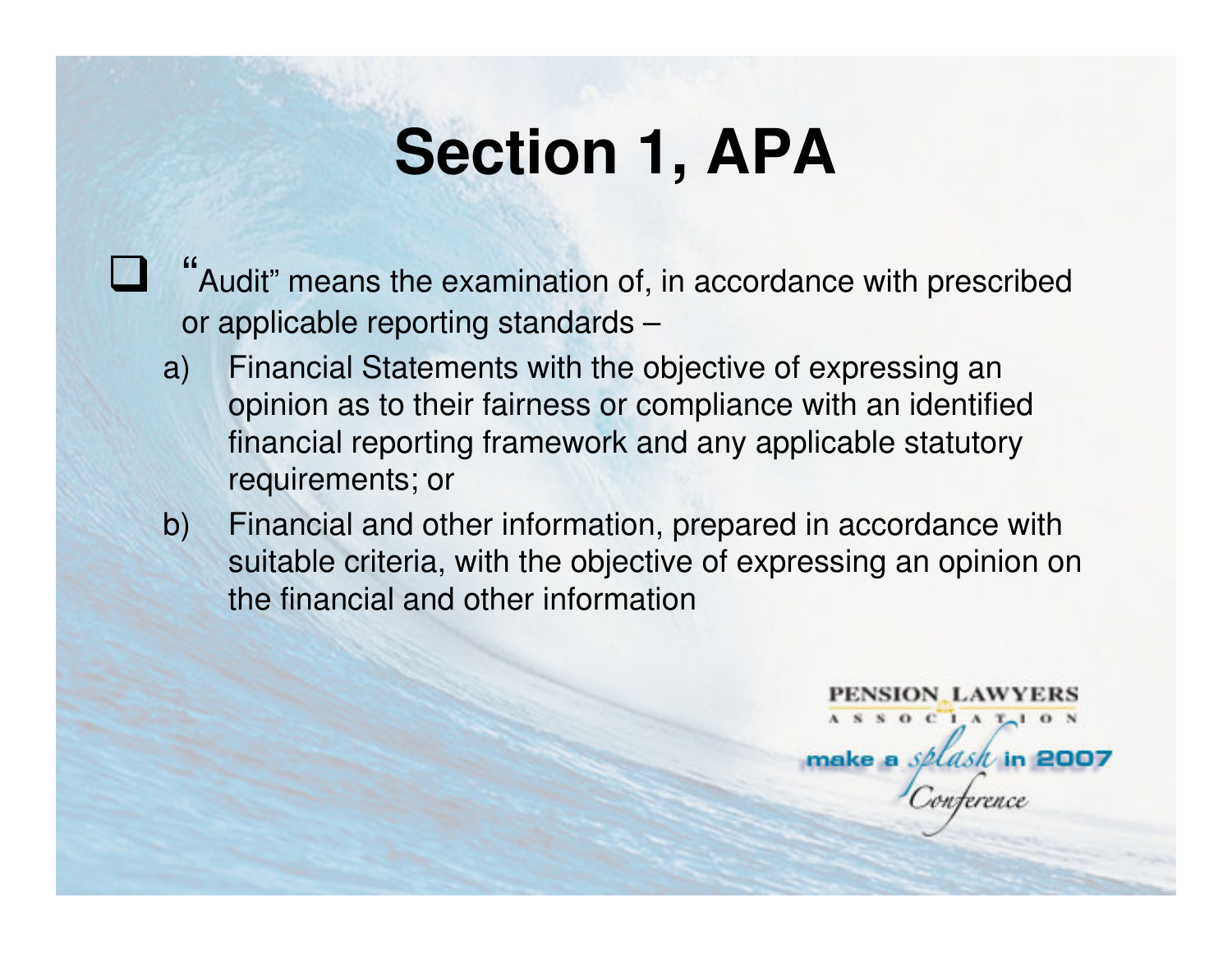# Section 1, APA

- "Audit" means the examination of, in accordance with prescribed or applicable reporting standards –
  a) Financial Statements with the objective of expressing an opinion as to their fairness or compliance with an identified financial reporting framework and any applicable statutory requirements; or
  b) Financial and other information, prepared in accordance with suitable criteria, with the objective of expressing an opinion on the financial and other information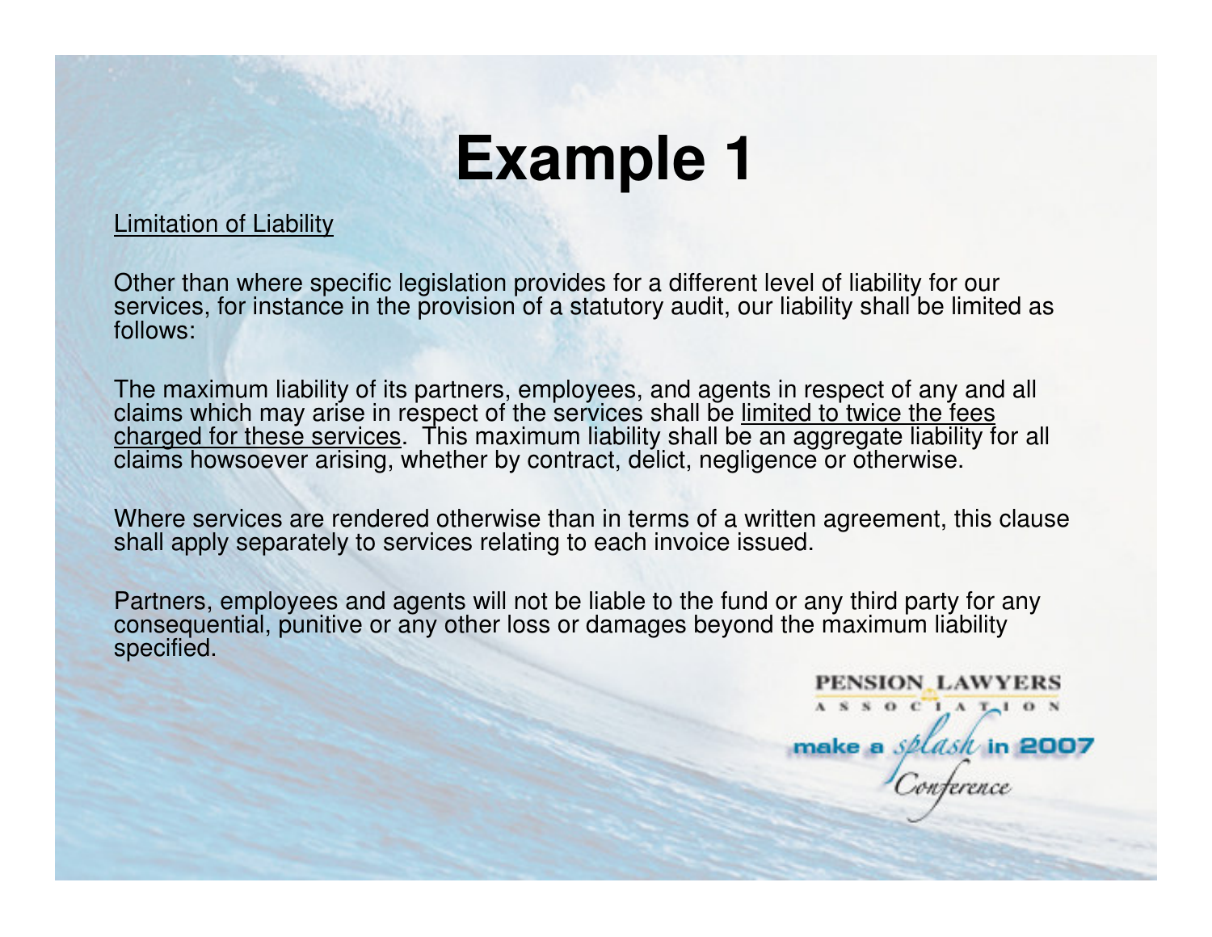# Example 1

<u>Limitation of Liability</u>

Other than where specific legislation provides for a different level of liability for our services, for instance in the provision of a statutory audit, our liability shall be limited as follows:

The maximum liability of its partners, employees, and agents in respect of any and all claims which may arise in respect of the services shall be <u>limited to twice the fees charged for these services</u>. This maximum liability shall be an aggregate liability for all claims howsoever arising, whether by contract, delict, negligence or otherwise.

Where services are rendered otherwise than in terms of a written agreement, this clause shall apply separately to services relating to each invoice issued.

Partners, employees and agents will not be liable to the fund or any third party for any consequential, punitive or any other loss or damages beyond the maximum liability specified.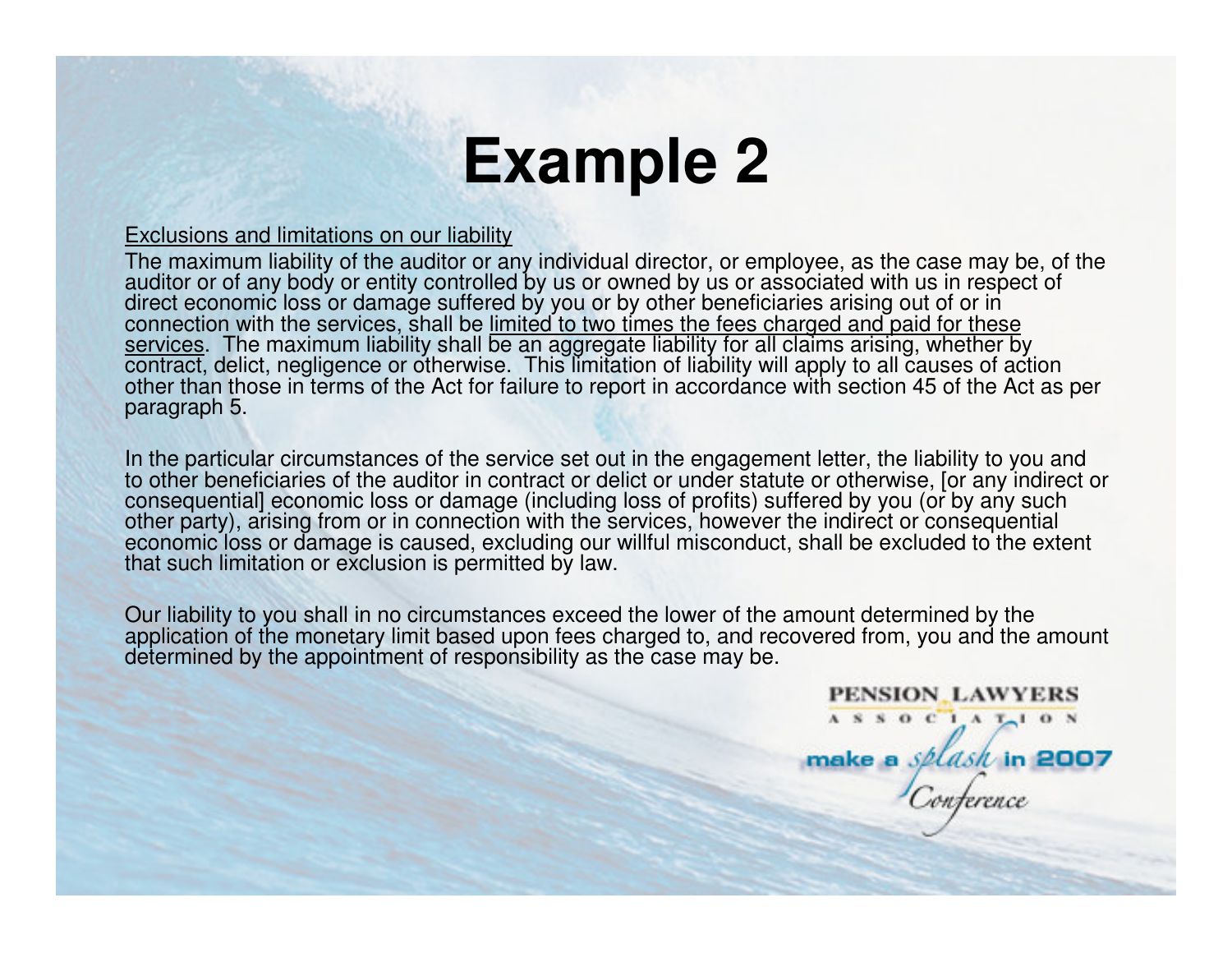# Example 2

<u>Exclusions and limitations on our liability</u>

The maximum liability of the auditor or any individual director, or employee, as the case may be, of the auditor or of any body or entity controlled by us or owned by us or associated with us in respect of direct economic loss or damage suffered by you or by other beneficiaries arising out of or in connection with the services, shall be <u>limited to two times the fees charged and paid for these services</u>. The maximum liability shall be an aggregate liability for all claims arising, whether by contract, delict, negligence or otherwise. This limitation of liability will apply to all causes of action other than those in terms of the Act for failure to report in accordance with section 45 of the Act as per paragraph 5.

In the particular circumstances of the service set out in the engagement letter, the liability to you and to other beneficiaries of the auditor in contract or delict or under statute or otherwise, [or any indirect or consequential] economic loss or damage (including loss of profits) suffered by you (or by any such other party), arising from or in connection with the services, however the indirect or consequential economic loss or damage is caused, excluding our willful misconduct, shall be excluded to the extent that such limitation or exclusion is permitted by law.

Our liability to you shall in no circumstances exceed the lower of the amount determined by the application of the monetary limit based upon fees charged to, and recovered from, you and the amount determined by the appointment of responsibility as the case may be.

PENSION LAWYERS ASSOCIATION

make a splash in 2007 Conference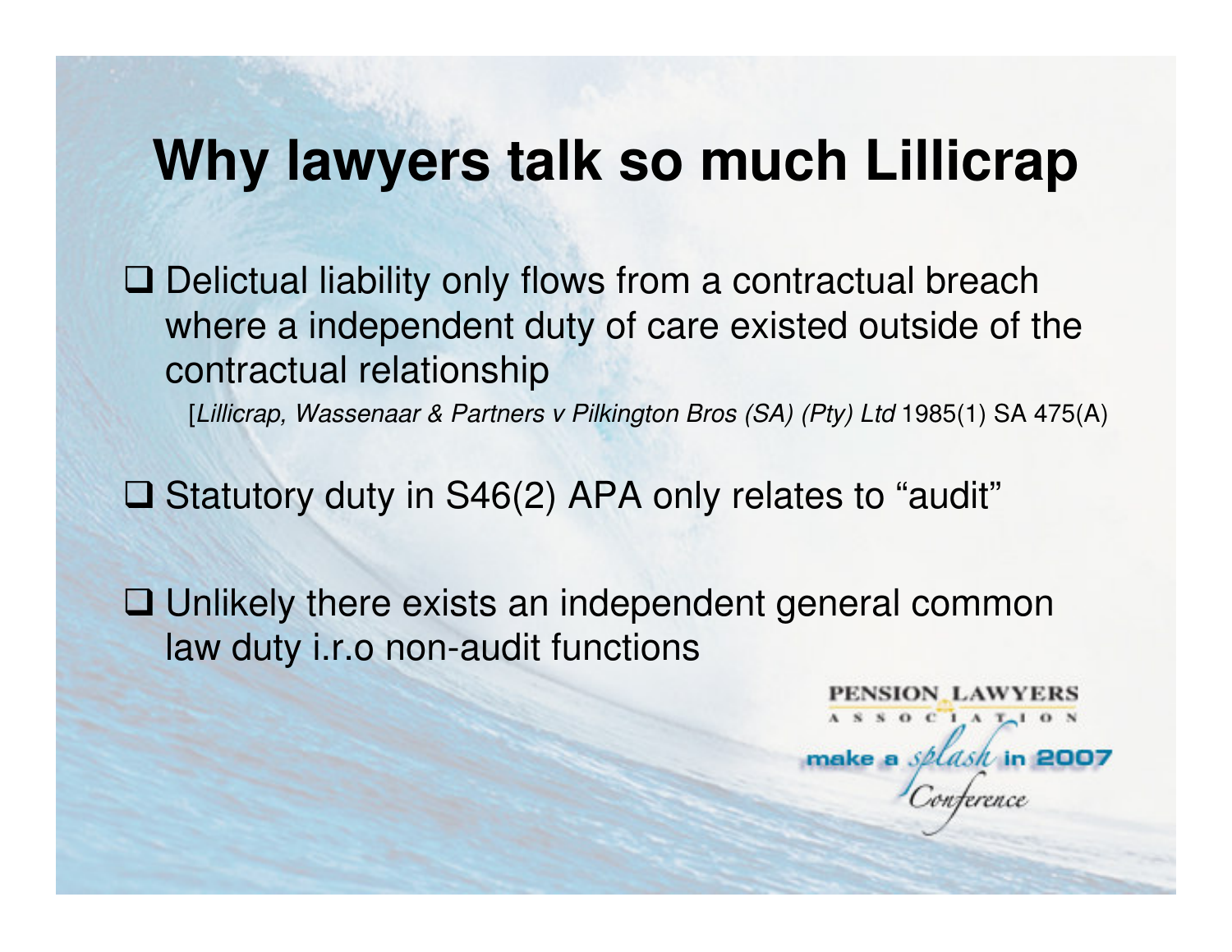# Why lawyers talk so much Lillicrap

- Delictual liability only flows from a contractual breach where a independent duty of care existed outside of the contractual relationship

  [*Lillicrap, Wassenaar & Partners v Pilkington Bros (SA) (Pty) Ltd* 1985(1) SA 475(A)

- Statutory duty in S46(2) APA only relates to "audit"

- Unlikely there exists an independent general common law duty i.r.o non-audit functions

PENSION LAWYERS ASSOCIATION

make a splash in 2007 Conference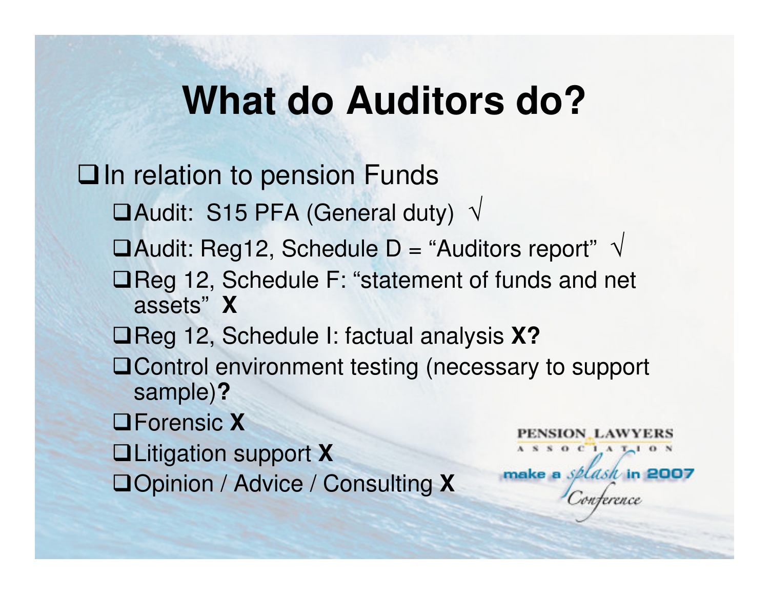# What do Auditors do?

- In relation to pension Funds
  - Audit: S15 PFA (General duty) √
  - Audit: Reg12, Schedule D = "Auditors report" √
  - Reg 12, Schedule F: "statement of funds and net assets" **X**
  - Reg 12, Schedule I: factual analysis **X?**
  - Control environment testing (necessary to support sample)**?**
  - Forensic **X**
  - Litigation support **X**
  - Opinion / Advice / Consulting **X**

PENSION LAWYERS ASSOCIATION

make a splash in 2007 Conference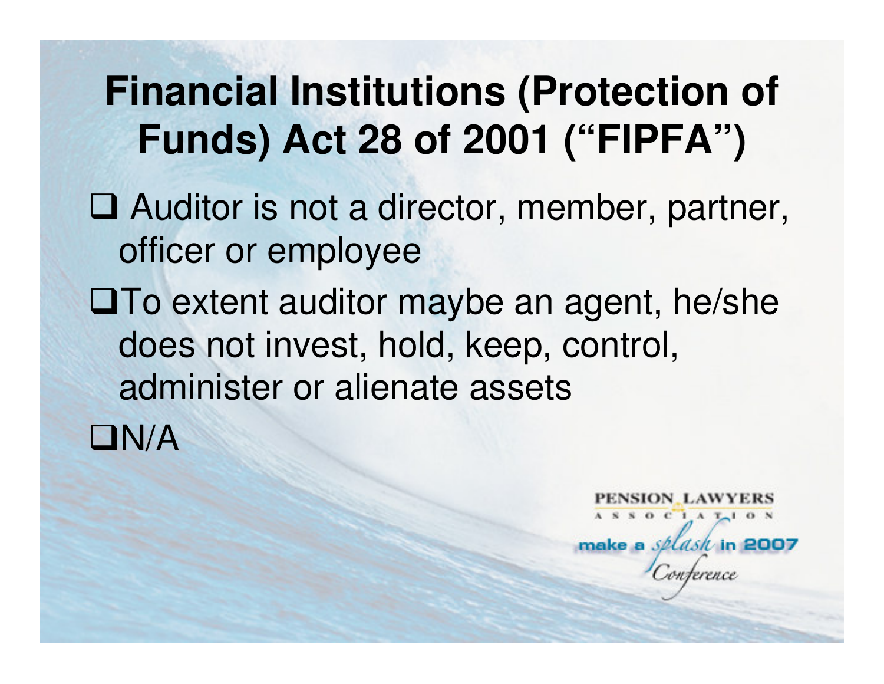# Financial Institutions (Protection of Funds) Act 28 of 2001 ("FIPFA")

- Auditor is not a director, member, partner, officer or employee
- To extent auditor maybe an agent, he/she does not invest, hold, keep, control, administer or alienate assets
- N/A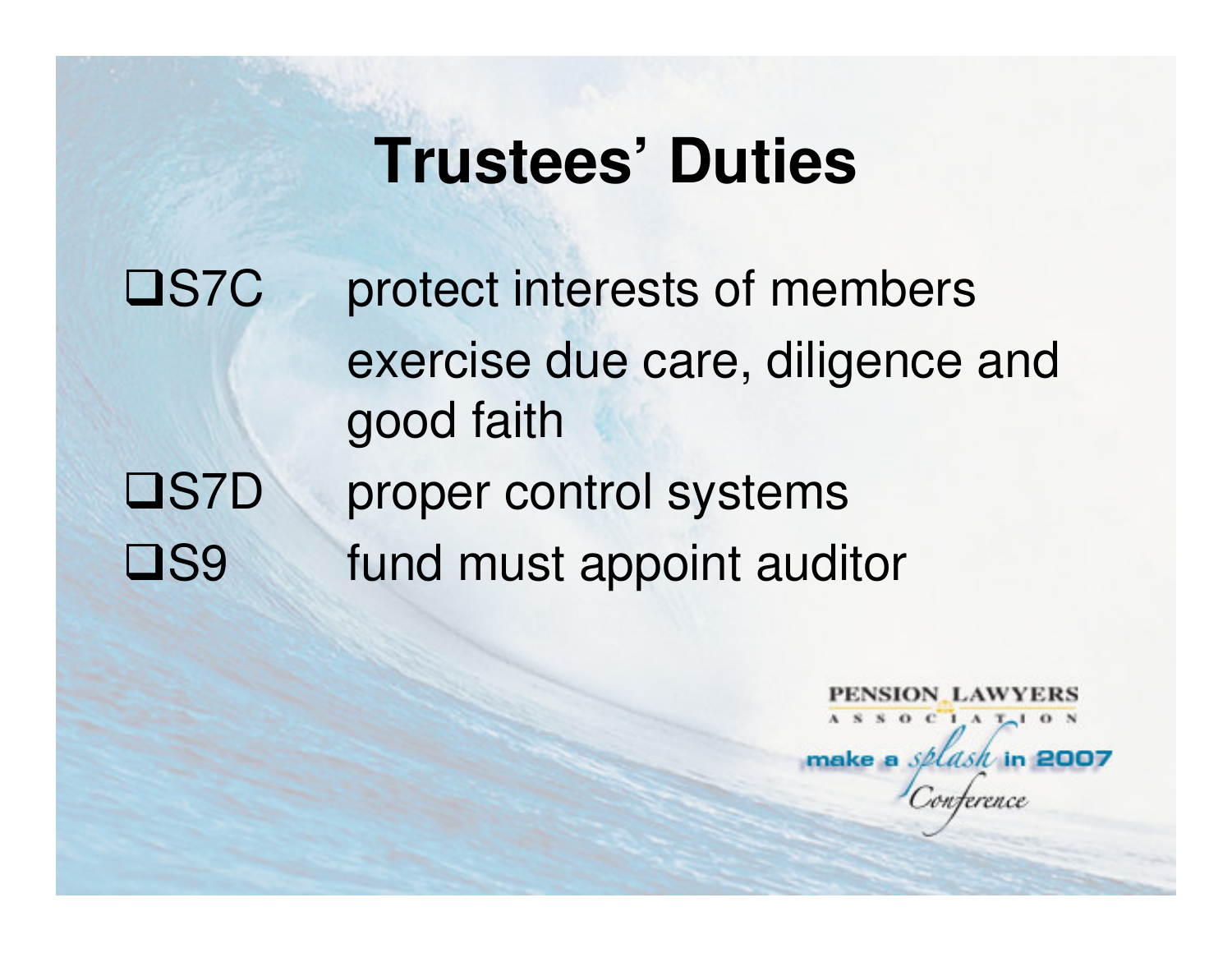# Trustees' Duties

- S7C protect interests of members
  exercise due care, diligence and good faith
- S7D proper control systems
- S9 fund must appoint auditor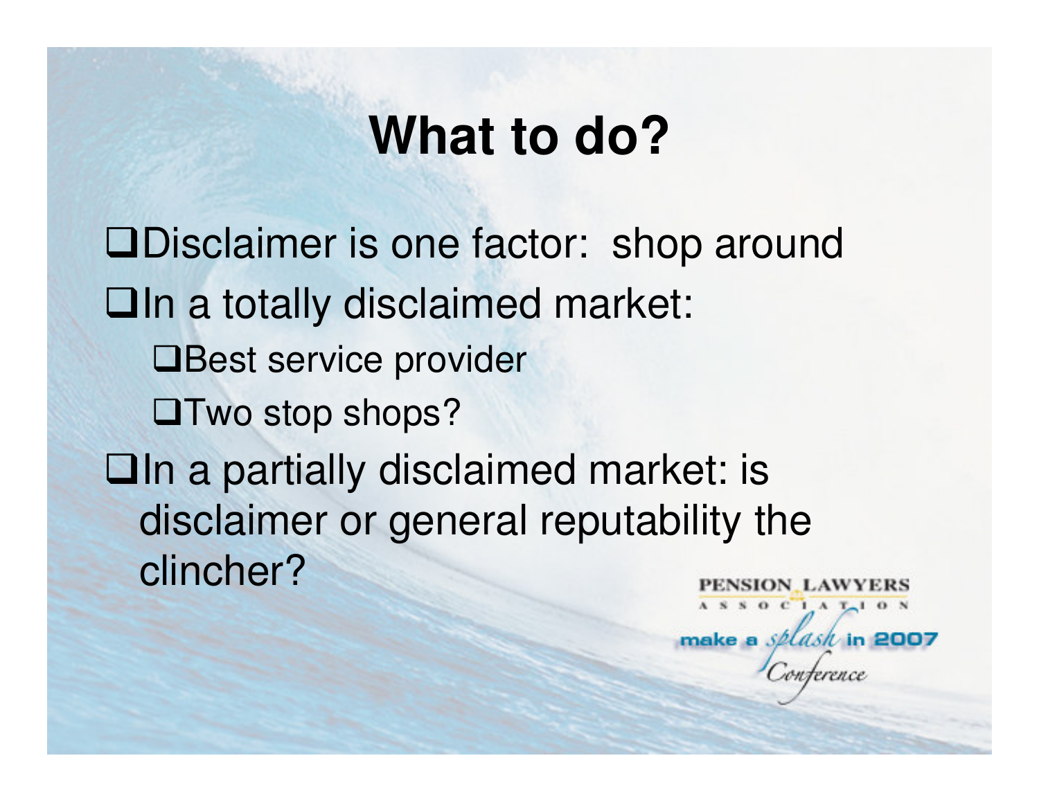# What to do?

- Disclaimer is one factor: shop around
- In a totally disclaimed market:
  - Best service provider
  - Two stop shops?
- In a partially disclaimed market: is disclaimer or general reputability the clincher?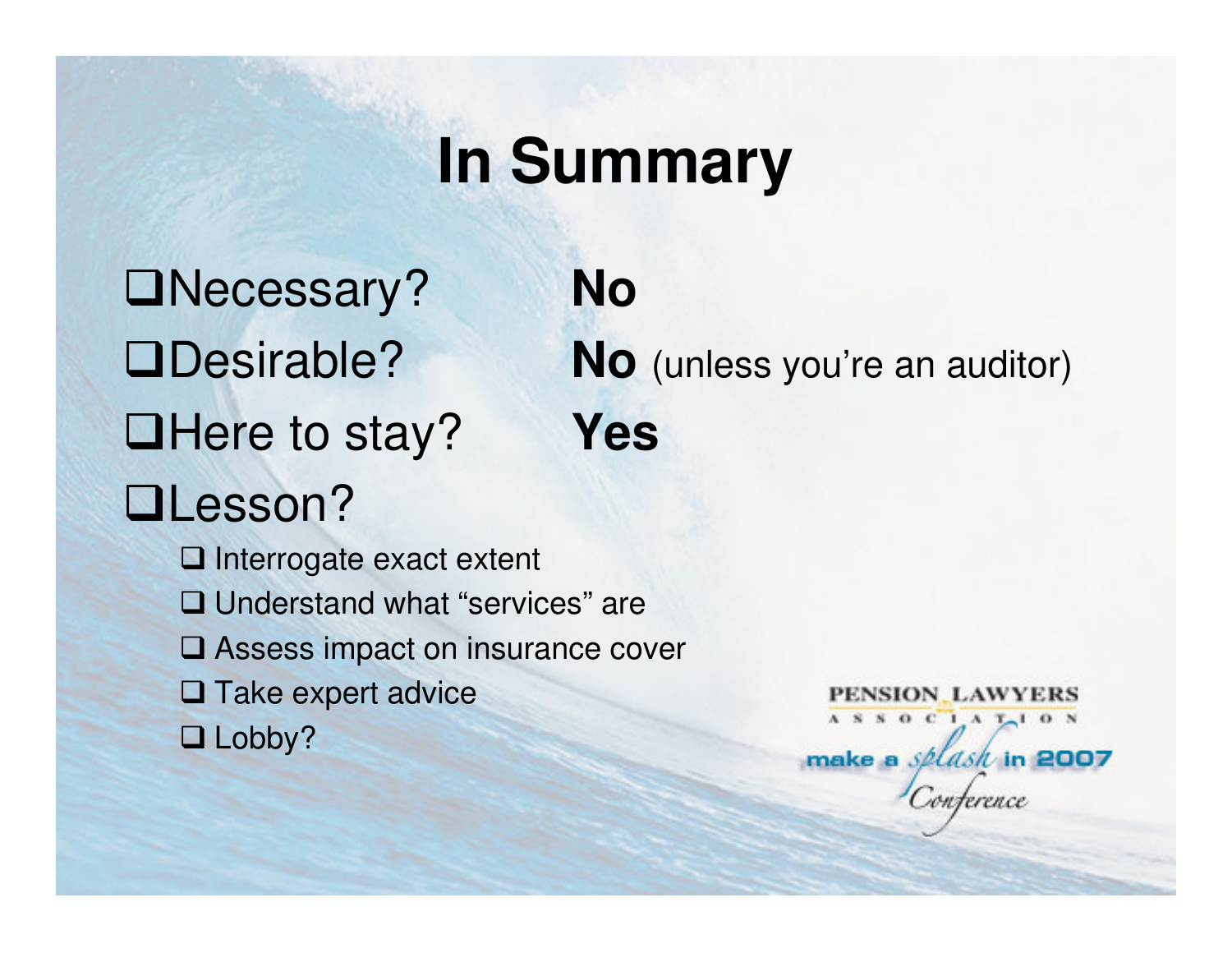# In Summary

- Necessary? **No**
- Desirable? **No** (unless you're an auditor)
- Here to stay? **Yes**
- Lesson?
  - Interrogate exact extent
  - Understand what "services" are
  - Assess impact on insurance cover
  - Take expert advice
  - Lobby?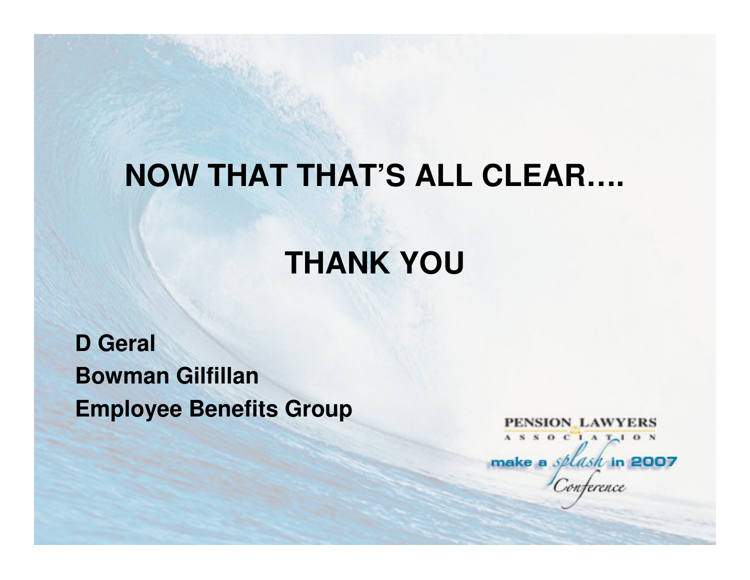# NOW THAT THAT'S ALL CLEAR….

# THANK YOU

**D Geral**
**Bowman Gilfillan**
**Employee Benefits Group**

PENSION LAWYERS ASSOCIATION
make a splash in 2007
Conference